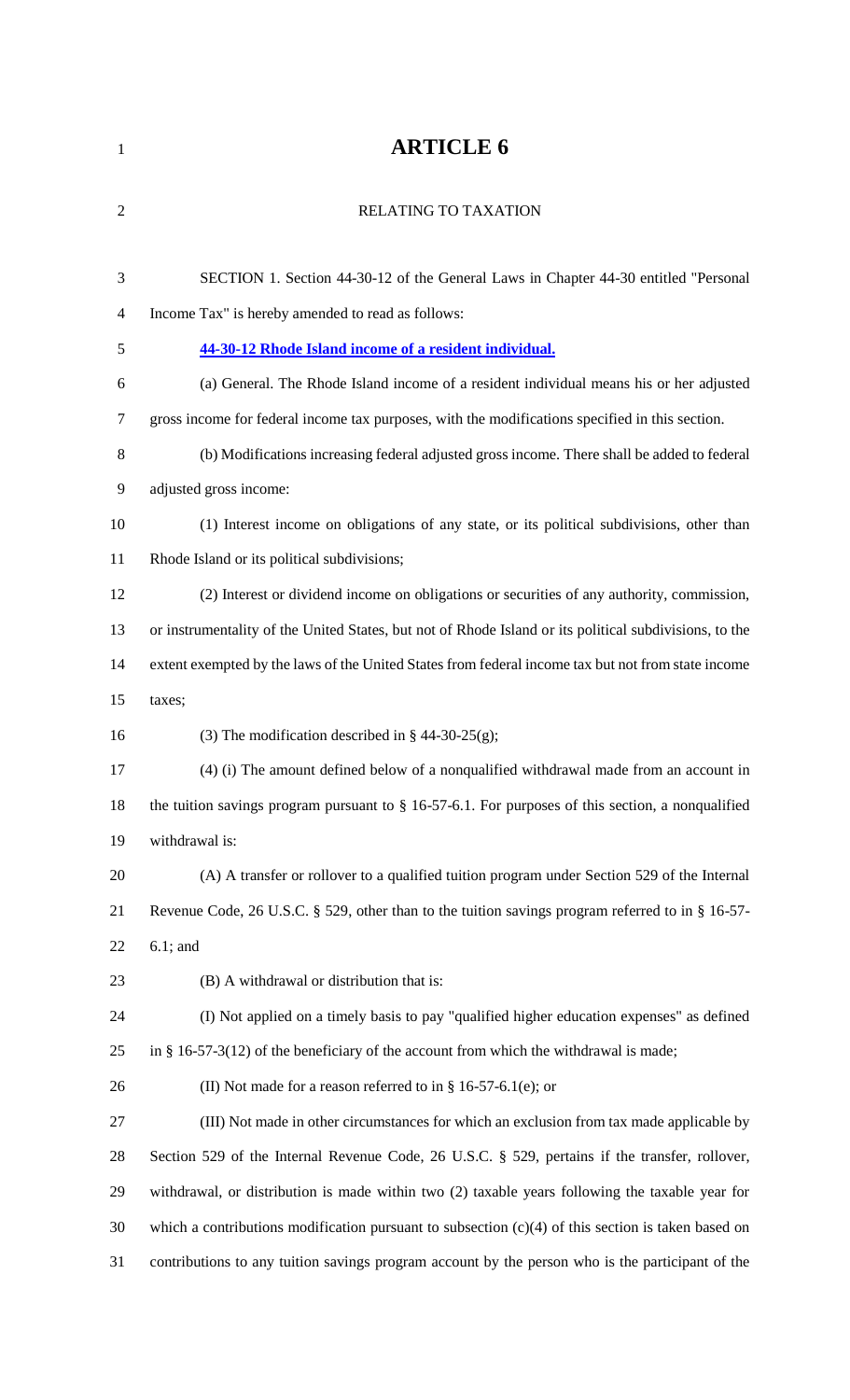# ARTICLE 6

RELATING TO TAXATION

SECTION 1. Section 44-30-12 of the General Laws in Chapter 44-30 entitled "Personal Income Tax" is hereby amended to read as follows:

**44-30-12 Rhode Island income of a resident individual.**

(a) General. The Rhode Island income of a resident individual means his or her adjusted gross income for federal income tax purposes, with the modifications specified in this section.

(b) Modifications increasing federal adjusted gross income. There shall be added to federal adjusted gross income:

(1) Interest income on obligations of any state, or its political subdivisions, other than Rhode Island or its political subdivisions;

(2) Interest or dividend income on obligations or securities of any authority, commission, or instrumentality of the United States, but not of Rhode Island or its political subdivisions, to the extent exempted by the laws of the United States from federal income tax but not from state income taxes;

(3) The modification described in § 44-30-25(g);

(4) (i) The amount defined below of a nonqualified withdrawal made from an account in the tuition savings program pursuant to § 16-57-6.1. For purposes of this section, a nonqualified withdrawal is:

(A) A transfer or rollover to a qualified tuition program under Section 529 of the Internal Revenue Code, 26 U.S.C. § 529, other than to the tuition savings program referred to in § 16-57-6.1; and

(B) A withdrawal or distribution that is:

(I) Not applied on a timely basis to pay "qualified higher education expenses" as defined in § 16-57-3(12) of the beneficiary of the account from which the withdrawal is made;

(II) Not made for a reason referred to in § 16-57-6.1(e); or

(III) Not made in other circumstances for which an exclusion from tax made applicable by Section 529 of the Internal Revenue Code, 26 U.S.C. § 529, pertains if the transfer, rollover, withdrawal, or distribution is made within two (2) taxable years following the taxable year for which a contributions modification pursuant to subsection (c)(4) of this section is taken based on contributions to any tuition savings program account by the person who is the participant of the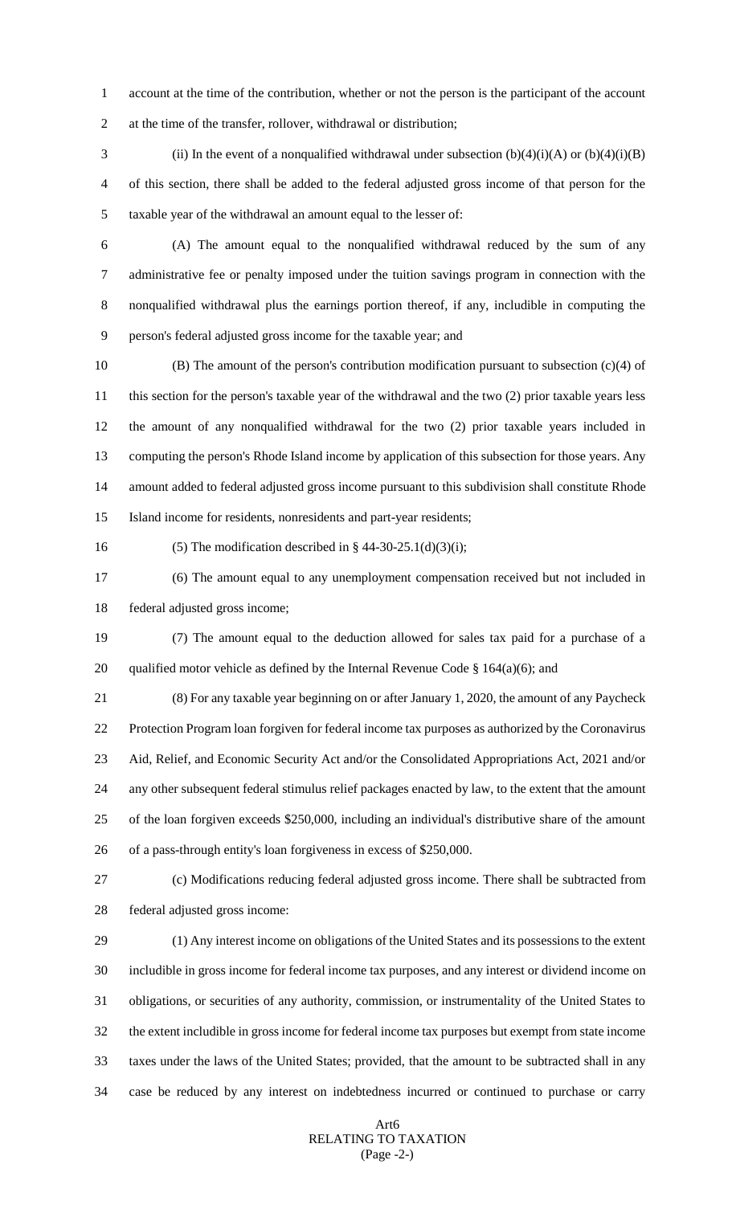account at the time of the contribution, whether or not the person is the participant of the account at the time of the transfer, rollover, withdrawal or distribution;

(ii) In the event of a nonqualified withdrawal under subsection (b)(4)(i)(A) or (b)(4)(i)(B) of this section, there shall be added to the federal adjusted gross income of that person for the taxable year of the withdrawal an amount equal to the lesser of:

(A) The amount equal to the nonqualified withdrawal reduced by the sum of any administrative fee or penalty imposed under the tuition savings program in connection with the nonqualified withdrawal plus the earnings portion thereof, if any, includible in computing the person's federal adjusted gross income for the taxable year; and

(B) The amount of the person's contribution modification pursuant to subsection (c)(4) of this section for the person's taxable year of the withdrawal and the two (2) prior taxable years less the amount of any nonqualified withdrawal for the two (2) prior taxable years included in computing the person's Rhode Island income by application of this subsection for those years. Any amount added to federal adjusted gross income pursuant to this subdivision shall constitute Rhode Island income for residents, nonresidents and part-year residents;

(5) The modification described in § 44-30-25.1(d)(3)(i);

(6) The amount equal to any unemployment compensation received but not included in federal adjusted gross income;

(7) The amount equal to the deduction allowed for sales tax paid for a purchase of a qualified motor vehicle as defined by the Internal Revenue Code § 164(a)(6); and

(8) For any taxable year beginning on or after January 1, 2020, the amount of any Paycheck Protection Program loan forgiven for federal income tax purposes as authorized by the Coronavirus Aid, Relief, and Economic Security Act and/or the Consolidated Appropriations Act, 2021 and/or any other subsequent federal stimulus relief packages enacted by law, to the extent that the amount of the loan forgiven exceeds $250,000, including an individual's distributive share of the amount of a pass-through entity's loan forgiveness in excess of $250,000.

(c) Modifications reducing federal adjusted gross income. There shall be subtracted from federal adjusted gross income:

(1) Any interest income on obligations of the United States and its possessions to the extent includible in gross income for federal income tax purposes, and any interest or dividend income on obligations, or securities of any authority, commission, or instrumentality of the United States to the extent includible in gross income for federal income tax purposes but exempt from state income taxes under the laws of the United States; provided, that the amount to be subtracted shall in any case be reduced by any interest on indebtedness incurred or continued to purchase or carry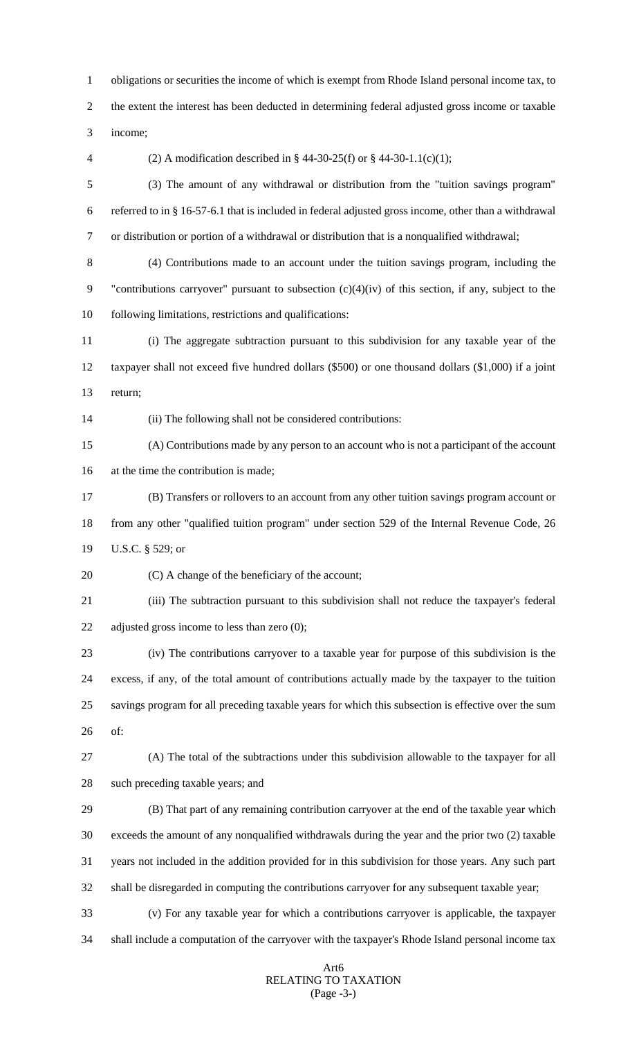obligations or securities the income of which is exempt from Rhode Island personal income tax, to the extent the interest has been deducted in determining federal adjusted gross income or taxable income;

(2) A modification described in § 44-30-25(f) or § 44-30-1.1(c)(1);

(3) The amount of any withdrawal or distribution from the "tuition savings program" referred to in § 16-57-6.1 that is included in federal adjusted gross income, other than a withdrawal or distribution or portion of a withdrawal or distribution that is a nonqualified withdrawal;

(4) Contributions made to an account under the tuition savings program, including the "contributions carryover" pursuant to subsection (c)(4)(iv) of this section, if any, subject to the following limitations, restrictions and qualifications:

(i) The aggregate subtraction pursuant to this subdivision for any taxable year of the taxpayer shall not exceed five hundred dollars ($500) or one thousand dollars ($1,000) if a joint return;

(ii) The following shall not be considered contributions:

(A) Contributions made by any person to an account who is not a participant of the account at the time the contribution is made;

(B) Transfers or rollovers to an account from any other tuition savings program account or from any other "qualified tuition program" under section 529 of the Internal Revenue Code, 26 U.S.C. § 529; or

(C) A change of the beneficiary of the account;

(iii) The subtraction pursuant to this subdivision shall not reduce the taxpayer's federal adjusted gross income to less than zero (0);

(iv) The contributions carryover to a taxable year for purpose of this subdivision is the excess, if any, of the total amount of contributions actually made by the taxpayer to the tuition savings program for all preceding taxable years for which this subsection is effective over the sum of:

(A) The total of the subtractions under this subdivision allowable to the taxpayer for all such preceding taxable years; and

(B) That part of any remaining contribution carryover at the end of the taxable year which exceeds the amount of any nonqualified withdrawals during the year and the prior two (2) taxable years not included in the addition provided for in this subdivision for those years. Any such part shall be disregarded in computing the contributions carryover for any subsequent taxable year;

(v) For any taxable year for which a contributions carryover is applicable, the taxpayer shall include a computation of the carryover with the taxpayer's Rhode Island personal income tax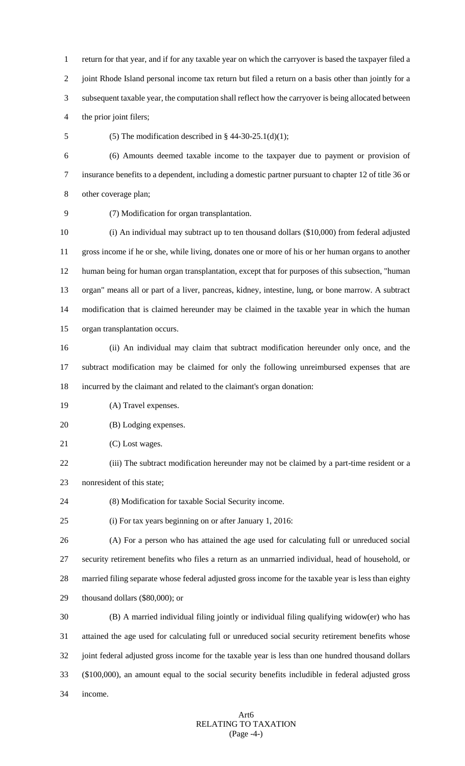return for that year, and if for any taxable year on which the carryover is based the taxpayer filed a joint Rhode Island personal income tax return but filed a return on a basis other than jointly for a subsequent taxable year, the computation shall reflect how the carryover is being allocated between the prior joint filers;

(5) The modification described in § 44-30-25.1(d)(1);

(6) Amounts deemed taxable income to the taxpayer due to payment or provision of insurance benefits to a dependent, including a domestic partner pursuant to chapter 12 of title 36 or other coverage plan;

(7) Modification for organ transplantation.

(i) An individual may subtract up to ten thousand dollars ($10,000) from federal adjusted gross income if he or she, while living, donates one or more of his or her human organs to another human being for human organ transplantation, except that for purposes of this subsection, "human organ" means all or part of a liver, pancreas, kidney, intestine, lung, or bone marrow. A subtract modification that is claimed hereunder may be claimed in the taxable year in which the human organ transplantation occurs.

(ii) An individual may claim that subtract modification hereunder only once, and the subtract modification may be claimed for only the following unreimbursed expenses that are incurred by the claimant and related to the claimant's organ donation:

(A) Travel expenses.

(B) Lodging expenses.

(C) Lost wages.

(iii) The subtract modification hereunder may not be claimed by a part-time resident or a nonresident of this state;

(8) Modification for taxable Social Security income.

(i) For tax years beginning on or after January 1, 2016:

(A) For a person who has attained the age used for calculating full or unreduced social security retirement benefits who files a return as an unmarried individual, head of household, or married filing separate whose federal adjusted gross income for the taxable year is less than eighty thousand dollars ($80,000); or

(B) A married individual filing jointly or individual filing qualifying widow(er) who has attained the age used for calculating full or unreduced social security retirement benefits whose joint federal adjusted gross income for the taxable year is less than one hundred thousand dollars ($100,000), an amount equal to the social security benefits includible in federal adjusted gross income.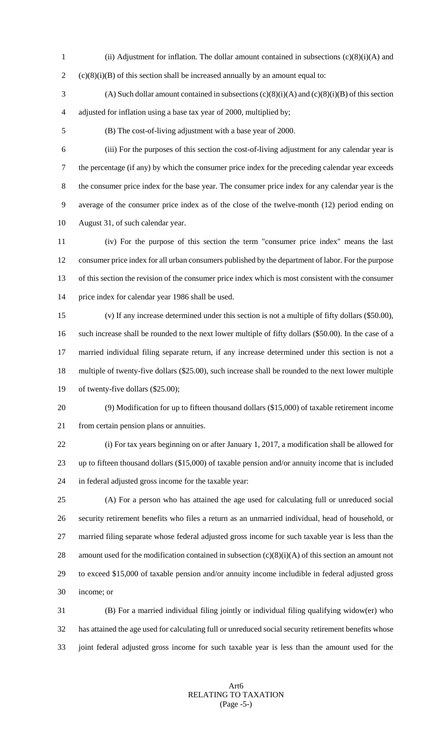(ii) Adjustment for inflation. The dollar amount contained in subsections (c)(8)(i)(A) and (c)(8)(i)(B) of this section shall be increased annually by an amount equal to:

(A) Such dollar amount contained in subsections (c)(8)(i)(A) and (c)(8)(i)(B) of this section adjusted for inflation using a base tax year of 2000, multiplied by;

(B) The cost-of-living adjustment with a base year of 2000.

(iii) For the purposes of this section the cost-of-living adjustment for any calendar year is the percentage (if any) by which the consumer price index for the preceding calendar year exceeds the consumer price index for the base year. The consumer price index for any calendar year is the average of the consumer price index as of the close of the twelve-month (12) period ending on August 31, of such calendar year.

(iv) For the purpose of this section the term "consumer price index" means the last consumer price index for all urban consumers published by the department of labor. For the purpose of this section the revision of the consumer price index which is most consistent with the consumer price index for calendar year 1986 shall be used.

(v) If any increase determined under this section is not a multiple of fifty dollars ($50.00), such increase shall be rounded to the next lower multiple of fifty dollars ($50.00). In the case of a married individual filing separate return, if any increase determined under this section is not a multiple of twenty-five dollars ($25.00), such increase shall be rounded to the next lower multiple of twenty-five dollars ($25.00);

(9) Modification for up to fifteen thousand dollars ($15,000) of taxable retirement income from certain pension plans or annuities.

(i) For tax years beginning on or after January 1, 2017, a modification shall be allowed for up to fifteen thousand dollars ($15,000) of taxable pension and/or annuity income that is included in federal adjusted gross income for the taxable year:

(A) For a person who has attained the age used for calculating full or unreduced social security retirement benefits who files a return as an unmarried individual, head of household, or married filing separate whose federal adjusted gross income for such taxable year is less than the amount used for the modification contained in subsection (c)(8)(i)(A) of this section an amount not to exceed $15,000 of taxable pension and/or annuity income includible in federal adjusted gross income; or

(B) For a married individual filing jointly or individual filing qualifying widow(er) who has attained the age used for calculating full or unreduced social security retirement benefits whose joint federal adjusted gross income for such taxable year is less than the amount used for the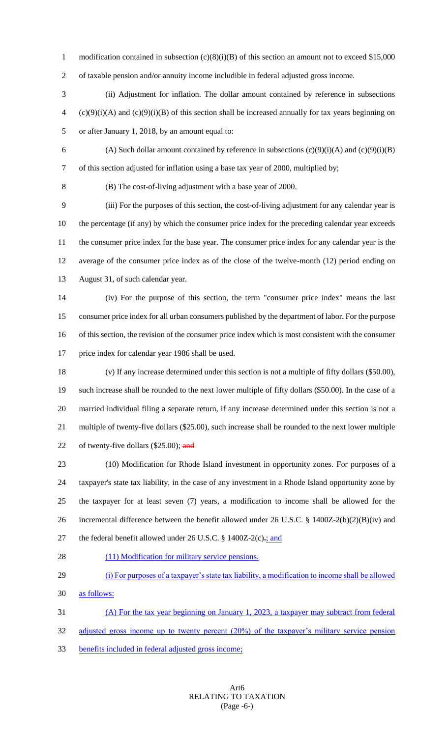modification contained in subsection (c)(8)(i)(B) of this section an amount not to exceed $15,000 of taxable pension and/or annuity income includible in federal adjusted gross income.

(ii) Adjustment for inflation. The dollar amount contained by reference in subsections (c)(9)(i)(A) and (c)(9)(i)(B) of this section shall be increased annually for tax years beginning on or after January 1, 2018, by an amount equal to:

(A) Such dollar amount contained by reference in subsections (c)(9)(i)(A) and (c)(9)(i)(B) of this section adjusted for inflation using a base tax year of 2000, multiplied by;

(B) The cost-of-living adjustment with a base year of 2000.

(iii) For the purposes of this section, the cost-of-living adjustment for any calendar year is the percentage (if any) by which the consumer price index for the preceding calendar year exceeds the consumer price index for the base year. The consumer price index for any calendar year is the average of the consumer price index as of the close of the twelve-month (12) period ending on August 31, of such calendar year.

(iv) For the purpose of this section, the term "consumer price index" means the last consumer price index for all urban consumers published by the department of labor. For the purpose of this section, the revision of the consumer price index which is most consistent with the consumer price index for calendar year 1986 shall be used.

(v) If any increase determined under this section is not a multiple of fifty dollars ($50.00), such increase shall be rounded to the next lower multiple of fifty dollars ($50.00). In the case of a married individual filing a separate return, if any increase determined under this section is not a multiple of twenty-five dollars ($25.00), such increase shall be rounded to the next lower multiple of twenty-five dollars ($25.00); ~~and~~

(10) Modification for Rhode Island investment in opportunity zones. For purposes of a taxpayer's state tax liability, in the case of any investment in a Rhode Island opportunity zone by the taxpayer for at least seven (7) years, a modification to income shall be allowed for the incremental difference between the benefit allowed under 26 U.S.C. § 1400Z-2(b)(2)(B)(iv) and the federal benefit allowed under 26 U.S.C. § 1400Z-2(c)~~.~~; and

(11) Modification for military service pensions.

(i) For purposes of a taxpayer's state tax liability, a modification to income shall be allowed as follows:

(A) For the tax year beginning on January 1, 2023, a taxpayer may subtract from federal adjusted gross income up to twenty percent (20%) of the taxpayer's military service pension benefits included in federal adjusted gross income;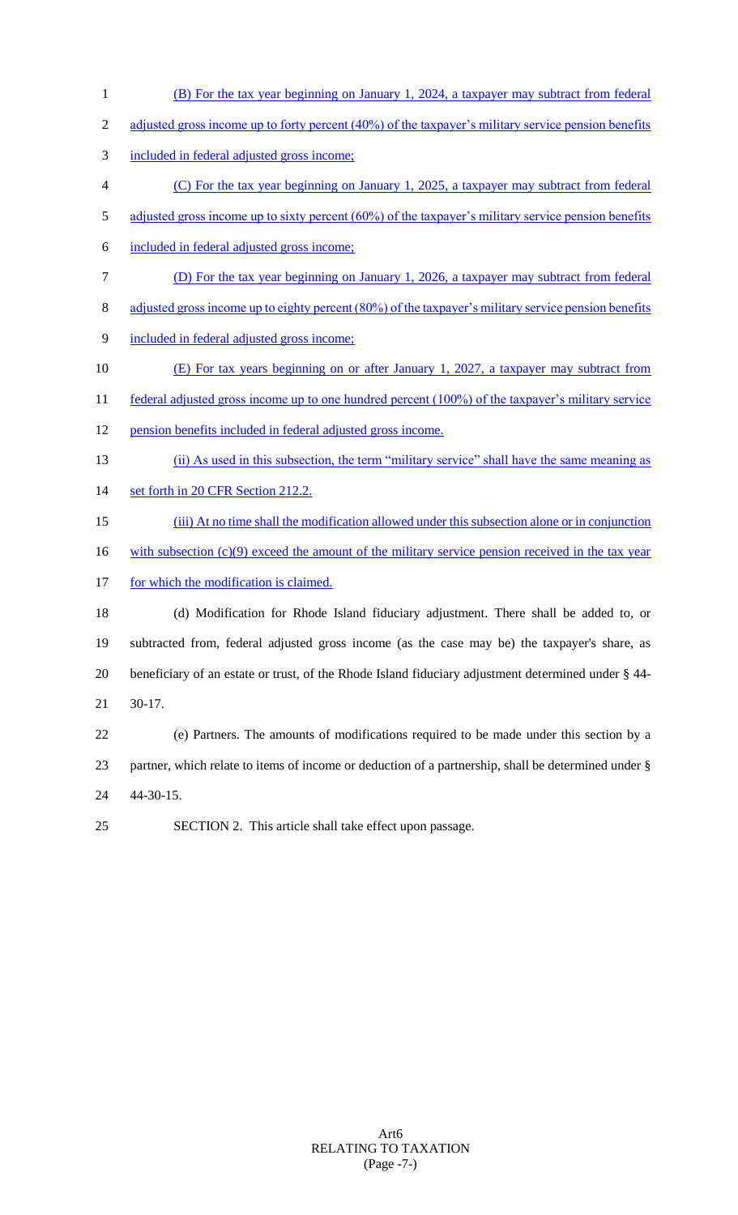(B) For the tax year beginning on January 1, 2024, a taxpayer may subtract from federal adjusted gross income up to forty percent (40%) of the taxpayer's military service pension benefits included in federal adjusted gross income;

(C) For the tax year beginning on January 1, 2025, a taxpayer may subtract from federal adjusted gross income up to sixty percent (60%) of the taxpayer's military service pension benefits included in federal adjusted gross income;

(D) For the tax year beginning on January 1, 2026, a taxpayer may subtract from federal adjusted gross income up to eighty percent (80%) of the taxpayer's military service pension benefits included in federal adjusted gross income;

(E) For tax years beginning on or after January 1, 2027, a taxpayer may subtract from federal adjusted gross income up to one hundred percent (100%) of the taxpayer's military service pension benefits included in federal adjusted gross income.

(ii) As used in this subsection, the term "military service" shall have the same meaning as set forth in 20 CFR Section 212.2.

(iii) At no time shall the modification allowed under this subsection alone or in conjunction with subsection (c)(9) exceed the amount of the military service pension received in the tax year for which the modification is claimed.

(d) Modification for Rhode Island fiduciary adjustment. There shall be added to, or subtracted from, federal adjusted gross income (as the case may be) the taxpayer's share, as beneficiary of an estate or trust, of the Rhode Island fiduciary adjustment determined under § 44-30-17.

(e) Partners. The amounts of modifications required to be made under this section by a partner, which relate to items of income or deduction of a partnership, shall be determined under § 44-30-15.

SECTION 2. This article shall take effect upon passage.